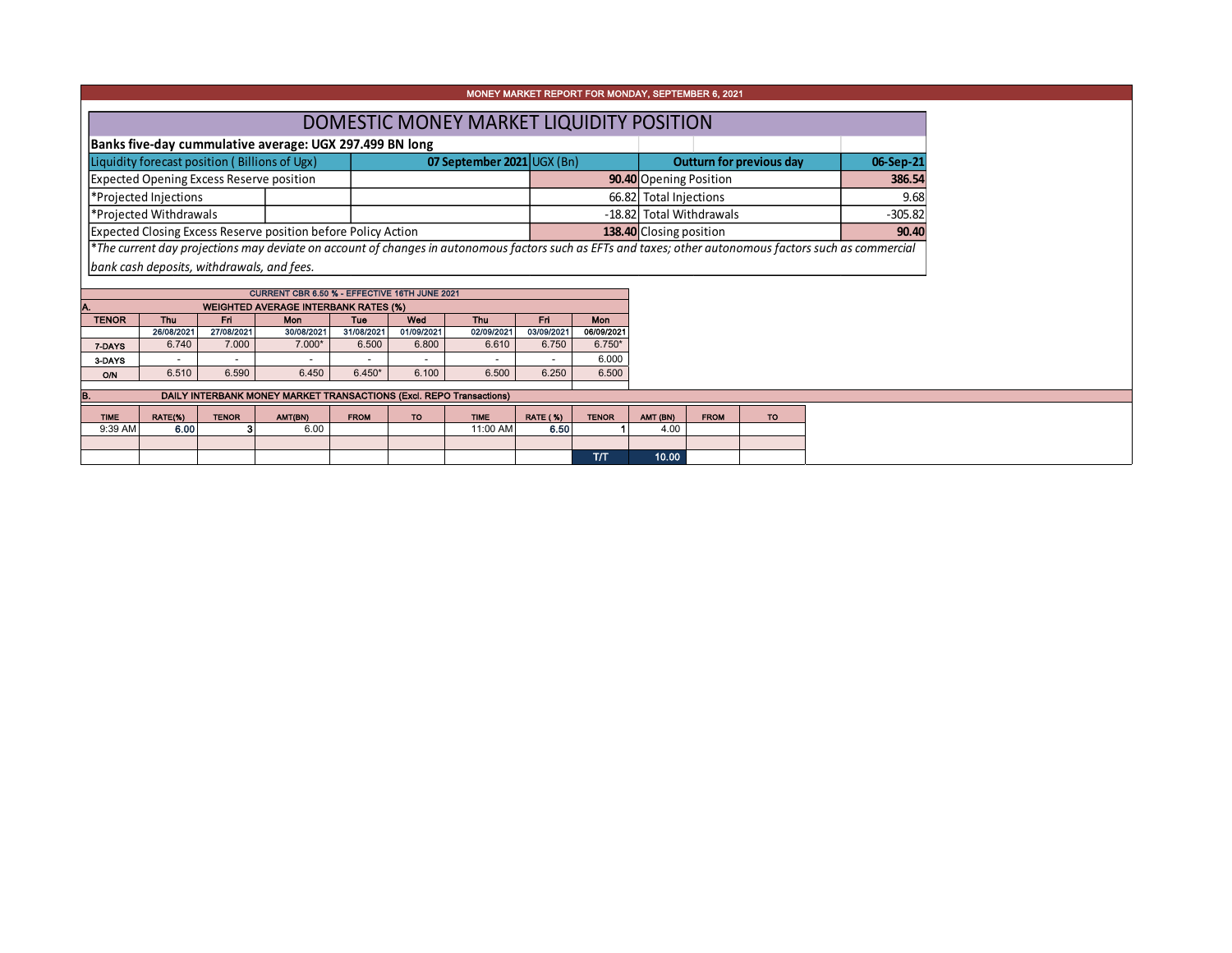MONEY MARKET REPORT FOR MONDAY, SEPTEMBER 6, 2021

# DOMESTIC MONEY MARKET LIQUIDITY POSITION

**Banks five-day cummulative average: UGX 297.499 BN long**

| Liquidity forecast position ( Billions of Ugx) | 07 September 2021 UGX (Bn) | Outturn for previous day | 06-Sep-21 |
|---|---|---|---|
| Expected Opening Excess Reserve position | **90.40** | Opening Position | **386.54** |
| *Projected Injections | 66.82 | Total Injections | 9.68 |
| *Projected Withdrawals | -18.82 | Total Withdrawals | -305.82 |
| Expected Closing Excess Reserve position before Policy Action | **138.40** | Closing position | **90.40** |

*\*The current day projections may deviate on account of changes in autonomous factors such as EFTs and taxes; other autonomous factors such as commercial bank cash deposits, withdrawals, and fees.*

CURRENT CBR 6.50 % - EFFECTIVE 16TH JUNE 2021

**A. WEIGHTED AVERAGE INTERBANK RATES (%)**

| TENOR | Thu | Fri | Mon | Tue | Wed | Thu | Fri | Mon |
|---|---|---|---|---|---|---|---|---|
| | 26/08/2021 | 27/08/2021 | 30/08/2021 | 31/08/2021 | 01/09/2021 | 02/09/2021 | 03/09/2021 | 06/09/2021 |
| 7-DAYS | 6.740 | 7.000 | 7.000* | 6.500 | 6.800 | 6.610 | 6.750 | 6.750* |
| 3-DAYS | - | - | - | - | - | - | - | 6.000 |
| O/N | 6.510 | 6.590 | 6.450 | 6.450* | 6.100 | 6.500 | 6.250 | 6.500 |

**B. DAILY INTERBANK MONEY MARKET TRANSACTIONS (Excl. REPO Transactions)**

| TIME | RATE(%) | TENOR | AMT(BN) | FROM | TO | TIME | RATE ( %) | TENOR | AMT (BN) | FROM | TO |
|---|---|---|---|---|---|---|---|---|---|---|---|
| 9:39 AM | 6.00 | 3 | 6.00 | | | 11:00 AM | 6.50 | 1 | 4.00 | | |
| | | | | | | | | | | | |
| | | | | | | | | T/T | 10.00 | | |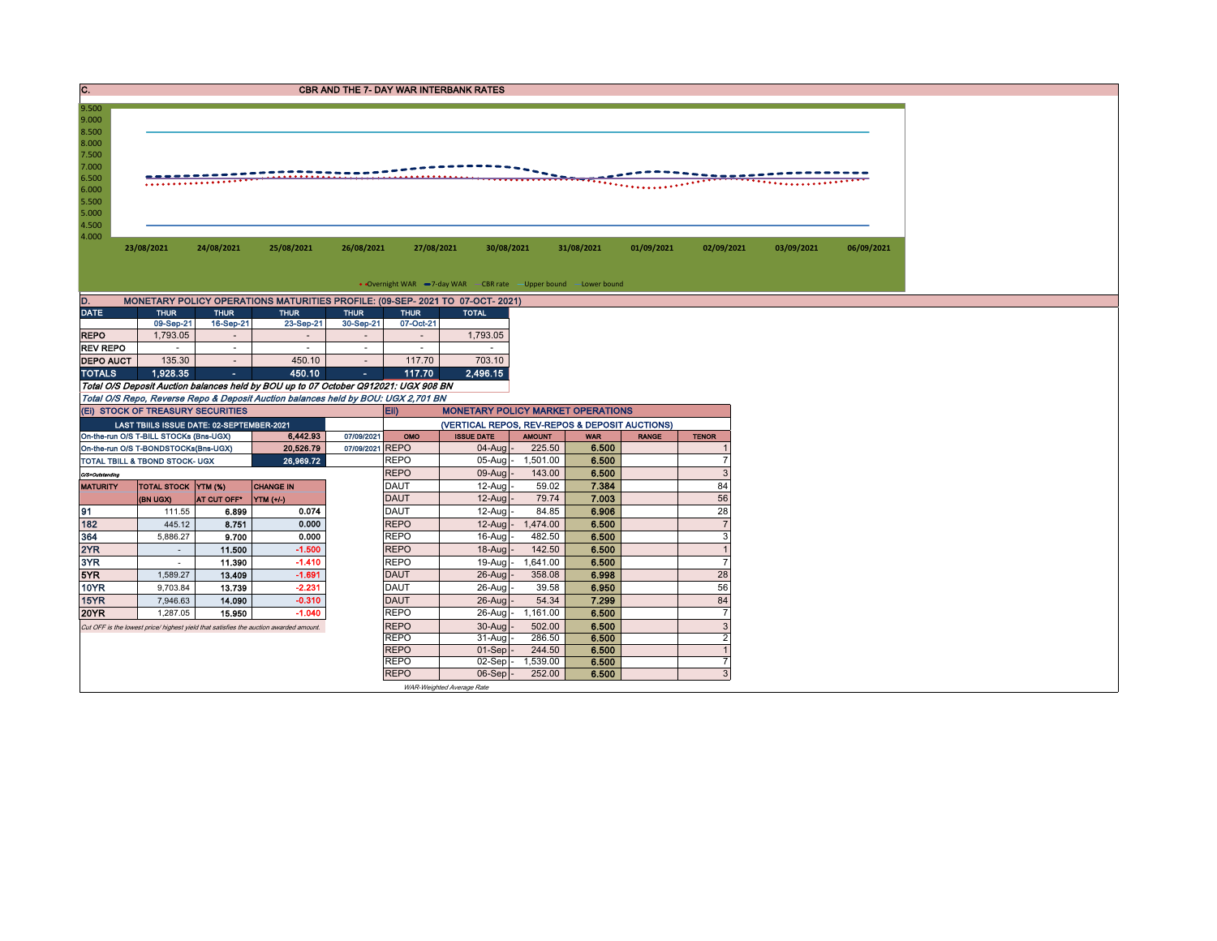## C. CBR AND THE 7- DAY WAR INTERBANK RATES

9.500
9.000
8.500
8.000
7.500
7.000
6.500
6.000
5.500
5.000
4.500
4.000

23/08/2021 24/08/2021 25/08/2021 26/08/2021 27/08/2021 30/08/2021 31/08/2021 01/09/2021 02/09/2021 03/09/2021 06/09/2021

Overnight WAR, 7-day WAR, CBR rate, Upper bound, Lower bound

## D. MONETARY POLICY OPERATIONS MATURITIES PROFILE: (09-SEP- 2021 TO 07-OCT- 2021)

| DATE | THUR | THUR | THUR | THUR | THUR | TOTAL |
|---|---|---|---|---|---|---|
| | 09-Sep-21 | 16-Sep-21 | 23-Sep-21 | 30-Sep-21 | 07-Oct-21 | |
| REPO | 1,793.05 | - | - | - | - | 1,793.05 |
| REV REPO | - | - | - | - | - | - |
| DEPO AUCT | 135.30 | - | 450.10 | - | 117.70 | 703.10 |
| TOTALS | 1,928.35 | - | 450.10 | - | 117.70 | 2,496.15 |

*Total O/S Deposit Auction balances held by BOU up to 07 October Q912021: UGX 908 BN*

*Total O/S Repo, Reverse Repo & Deposit Auction balances held by BOU: UGX 2,701 BN*

## (Ei) STOCK OF TREASURY SECURITIES

| LAST TBIILS ISSUE DATE: 02-SEPTEMBER-2021 | | |
|---|---|---|
| On-the-run O/S T-BILL STOCKs (Bns-UGX) | 6,442.93 | 07/09/2021 |
| On-the-run O/S T-BONDSTOCKs(Bns-UGX) | 20,526.79 | 07/09/2021 |
| TOTAL TBILL & TBOND STOCK- UGX | 26,969.72 | |

O/S=Outstanding

| MATURITY | TOTAL STOCK (BN UGX) | YTM (%) AT CUT OFF* | CHANGE IN YTM (+/-) |
|---|---|---|---|
| 91 | 111.55 | 6.899 | 0.074 |
| 182 | 445.12 | 8.751 | 0.000 |
| 364 | 5,886.27 | 9.700 | 0.000 |
| 2YR | - | 11.500 | -1.500 |
| 3YR | - | 11.390 | -1.410 |
| 5YR | 1,589.27 | 13.409 | -1.691 |
| 10YR | 9,703.84 | 13.739 | -2.231 |
| 15YR | 7,946.63 | 14.090 | -0.310 |
| 20YR | 1,287.05 | 15.950 | -1.040 |

*Cut OFF is the lowest price/ highest yield that satisfies the auction awarded amount.*

## Eii) MONETARY POLICY MARKET OPERATIONS

(VERTICAL REPOS, REV-REPOS & DEPOSIT AUCTIONS)

| OMO | ISSUE DATE | AMOUNT | WAR | RANGE | TENOR |
|---|---|---|---|---|---|
| REPO | 04-Aug | 225.50 | 6.500 | | 1 |
| REPO | 05-Aug | 1,501.00 | 6.500 | | 7 |
| REPO | 09-Aug | 143.00 | 6.500 | | 3 |
| DAUT | 12-Aug | 59.02 | 7.384 | | 84 |
| DAUT | 12-Aug | 79.74 | 7.003 | | 56 |
| DAUT | 12-Aug | 84.85 | 6.906 | | 28 |
| REPO | 12-Aug | 1,474.00 | 6.500 | | 7 |
| REPO | 16-Aug | 482.50 | 6.500 | | 3 |
| REPO | 18-Aug | 142.50 | 6.500 | | 1 |
| REPO | 19-Aug | 1,641.00 | 6.500 | | 7 |
| DAUT | 26-Aug | 358.08 | 6.998 | | 28 |
| DAUT | 26-Aug | 39.58 | 6.950 | | 56 |
| DAUT | 26-Aug | 54.34 | 7.299 | | 84 |
| REPO | 26-Aug | 1,161.00 | 6.500 | | 7 |
| REPO | 30-Aug | 502.00 | 6.500 | | 3 |
| REPO | 31-Aug | 286.50 | 6.500 | | 2 |
| REPO | 01-Sep | 244.50 | 6.500 | | 1 |
| REPO | 02-Sep | 1,539.00 | 6.500 | | 7 |
| REPO | 06-Sep | 252.00 | 6.500 | | 3 |

*WAR-Weighted Average Rate*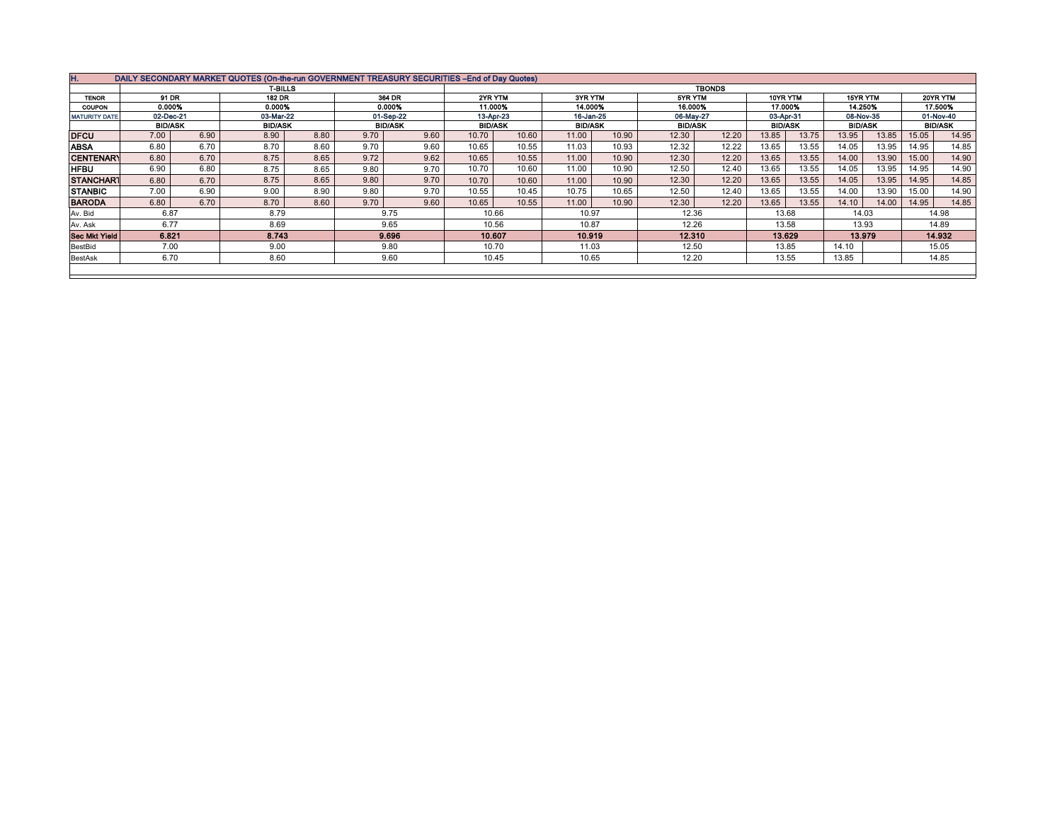| H. | DAILY SECONDARY MARKET QUOTES (On-the-run GOVERNMENT TREASURY SECURITIES –End of Day Quotes) | | | | | | | | | | | | | | | | | |
|---|---|---|---|---|---|---|---|---|---|---|---|---|---|---|---|---|---|---|
| | T-BILLS | | | | | | TBONDS | | | | | | | | | | | |
| TENOR | 91 DR | | 182 DR | | 364 DR | | 2YR YTM | | 3YR YTM | | 5YR YTM | | 10YR YTM | | 15YR YTM | | 20YR YTM | |
| COUPON | 0.000% | | 0.000% | | 0.000% | | 11.000% | | 14.000% | | 16.000% | | 17.000% | | 14.250% | | 17.500% | |
| MATURITY DATE | 02-Dec-21 | | 03-Mar-22 | | 01-Sep-22 | | 13-Apr-23 | | 16-Jan-25 | | 06-May-27 | | 03-Apr-31 | | 08-Nov-35 | | 01-Nov-40 | |
| | BID/ASK | | BID/ASK | | BID/ASK | | BID/ASK | | BID/ASK | | BID/ASK | | BID/ASK | | BID/ASK | | BID/ASK | |
| **DFCU** | 7.00 | 6.90 | 8.90 | 8.80 | 9.70 | 9.60 | 10.70 | 10.60 | 11.00 | 10.90 | 12.30 | 12.20 | 13.85 | 13.75 | 13.95 | 13.85 | 15.05 | 14.95 |
| **ABSA** | 6.80 | 6.70 | 8.70 | 8.60 | 9.70 | 9.60 | 10.65 | 10.55 | 11.03 | 10.93 | 12.32 | 12.22 | 13.65 | 13.55 | 14.05 | 13.95 | 14.95 | 14.85 |
| **CENTENARY** | 6.80 | 6.70 | 8.75 | 8.65 | 9.72 | 9.62 | 10.65 | 10.55 | 11.00 | 10.90 | 12.30 | 12.20 | 13.65 | 13.55 | 14.00 | 13.90 | 15.00 | 14.90 |
| **HFBU** | 6.90 | 6.80 | 8.75 | 8.65 | 9.80 | 9.70 | 10.70 | 10.60 | 11.00 | 10.90 | 12.50 | 12.40 | 13.65 | 13.55 | 14.05 | 13.95 | 14.95 | 14.90 |
| **STANCHART** | 6.80 | 6.70 | 8.75 | 8.65 | 9.80 | 9.70 | 10.70 | 10.60 | 11.00 | 10.90 | 12.30 | 12.20 | 13.65 | 13.55 | 14.05 | 13.95 | 14.95 | 14.85 |
| **STANBIC** | 7.00 | 6.90 | 9.00 | 8.90 | 9.80 | 9.70 | 10.55 | 10.45 | 10.75 | 10.65 | 12.50 | 12.40 | 13.65 | 13.55 | 14.00 | 13.90 | 15.00 | 14.90 |
| **BARODA** | 6.80 | 6.70 | 8.70 | 8.60 | 9.70 | 9.60 | 10.65 | 10.55 | 11.00 | 10.90 | 12.30 | 12.20 | 13.65 | 13.55 | 14.10 | 14.00 | 14.95 | 14.85 |
| Av. Bid | 6.87 | | 8.79 | | 9.75 | | 10.66 | | 10.97 | | 12.36 | | 13.68 | | 14.03 | | 14.98 | |
| Av. Ask | 6.77 | | 8.69 | | 9.65 | | 10.56 | | 10.87 | | 12.26 | | 13.58 | | 13.93 | | 14.89 | |
| **Sec Mkt Yield** | **6.821** | | **8.743** | | **9.696** | | **10.607** | | **10.919** | | **12.310** | | **13.629** | | **13.979** | | **14.932** | |
| BestBid | 7.00 | | 9.00 | | 9.80 | | 10.70 | | 11.03 | | 12.50 | | 13.85 | | 14.10 | | 15.05 | |
| BestAsk | 6.70 | | 8.60 | | 9.60 | | 10.45 | | 10.65 | | 12.20 | | 13.55 | | 13.85 | | 14.85 | |